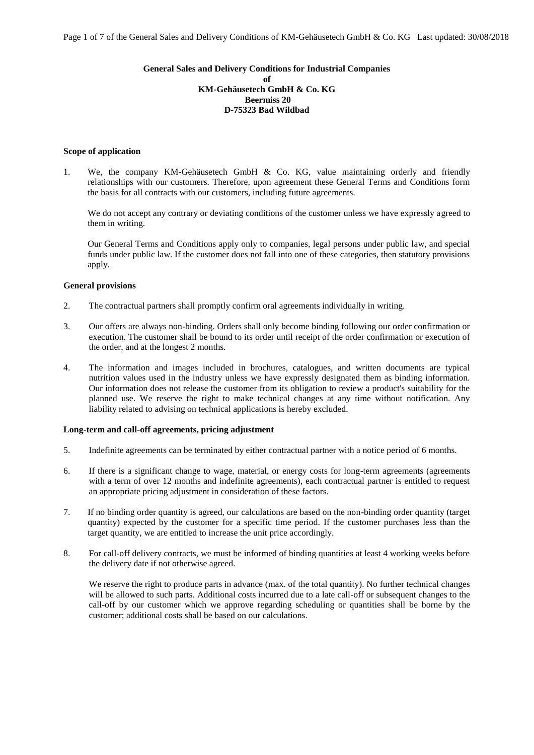**General Sales and Delivery Conditions for Industrial Companies**
**of**
**KM-Gehäusetech GmbH & Co. KG**
**Beermiss 20**
**D-75323 Bad Wildbad**

**Scope of application**

1. We, the company KM-Gehäusetech GmbH & Co. KG, value maintaining orderly and friendly relationships with our customers. Therefore, upon agreement these General Terms and Conditions form the basis for all contracts with our customers, including future agreements.

   We do not accept any contrary or deviating conditions of the customer unless we have expressly agreed to them in writing.

   Our General Terms and Conditions apply only to companies, legal persons under public law, and special funds under public law. If the customer does not fall into one of these categories, then statutory provisions apply.

**General provisions**

2. The contractual partners shall promptly confirm oral agreements individually in writing.

3. Our offers are always non-binding. Orders shall only become binding following our order confirmation or execution. The customer shall be bound to its order until receipt of the order confirmation or execution of the order, and at the longest 2 months.

4. The information and images included in brochures, catalogues, and written documents are typical nutrition values used in the industry unless we have expressly designated them as binding information. Our information does not release the customer from its obligation to review a product's suitability for the planned use. We reserve the right to make technical changes at any time without notification. Any liability related to advising on technical applications is hereby excluded.

**Long-term and call-off agreements, pricing adjustment**

5. Indefinite agreements can be terminated by either contractual partner with a notice period of 6 months.

6. If there is a significant change to wage, material, or energy costs for long-term agreements (agreements with a term of over 12 months and indefinite agreements), each contractual partner is entitled to request an appropriate pricing adjustment in consideration of these factors.

7. If no binding order quantity is agreed, our calculations are based on the non-binding order quantity (target quantity) expected by the customer for a specific time period. If the customer purchases less than the target quantity, we are entitled to increase the unit price accordingly.

8. For call-off delivery contracts, we must be informed of binding quantities at least 4 working weeks before the delivery date if not otherwise agreed.

   We reserve the right to produce parts in advance (max. of the total quantity). No further technical changes will be allowed to such parts. Additional costs incurred due to a late call-off or subsequent changes to the call-off by our customer which we approve regarding scheduling or quantities shall be borne by the customer; additional costs shall be based on our calculations.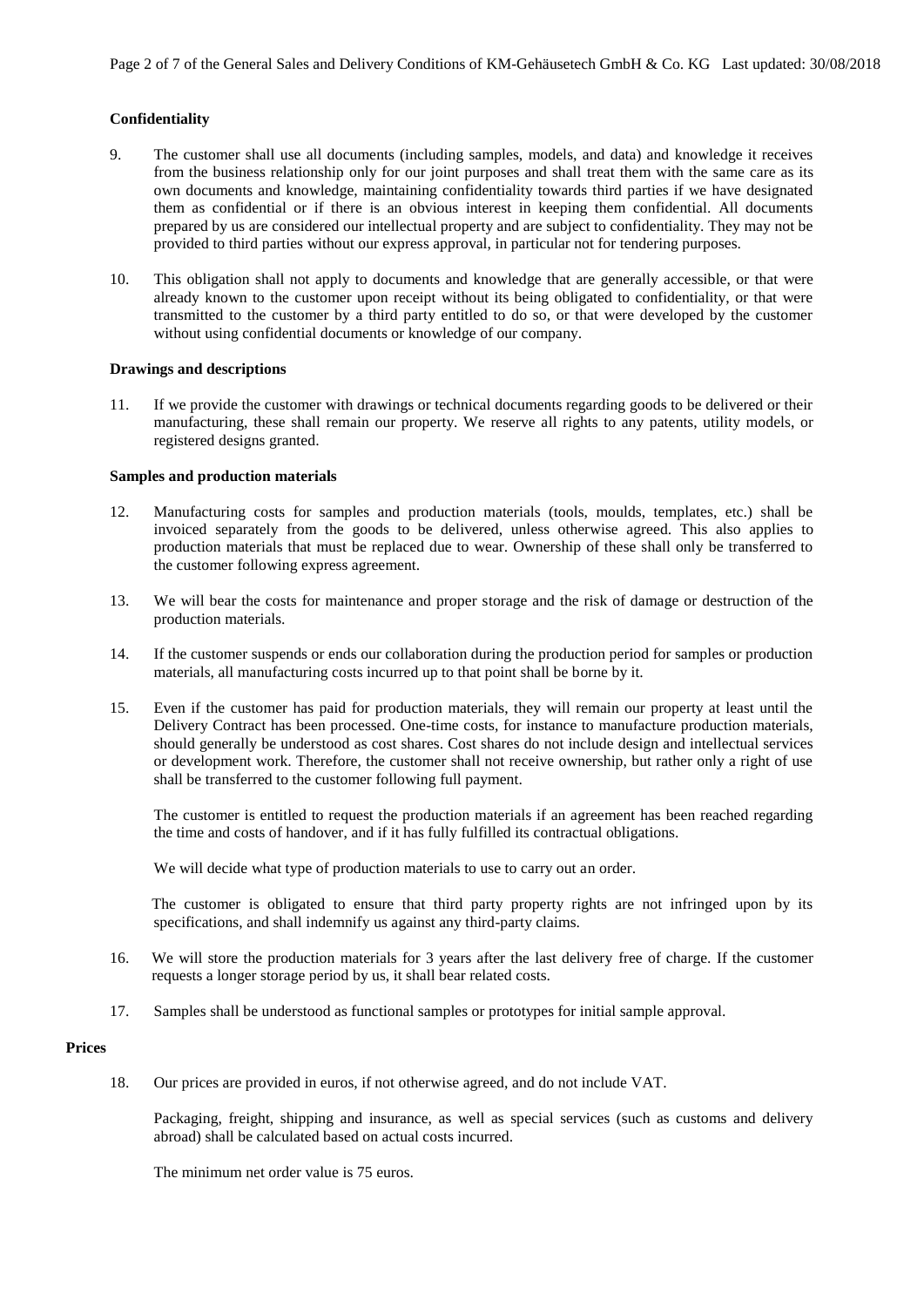**Confidentiality**

9. The customer shall use all documents (including samples, models, and data) and knowledge it receives from the business relationship only for our joint purposes and shall treat them with the same care as its own documents and knowledge, maintaining confidentiality towards third parties if we have designated them as confidential or if there is an obvious interest in keeping them confidential. All documents prepared by us are considered our intellectual property and are subject to confidentiality. They may not be provided to third parties without our express approval, in particular not for tendering purposes.

10. This obligation shall not apply to documents and knowledge that are generally accessible, or that were already known to the customer upon receipt without its being obligated to confidentiality, or that were transmitted to the customer by a third party entitled to do so, or that were developed by the customer without using confidential documents or knowledge of our company.

**Drawings and descriptions**

11. If we provide the customer with drawings or technical documents regarding goods to be delivered or their manufacturing, these shall remain our property. We reserve all rights to any patents, utility models, or registered designs granted.

**Samples and production materials**

12. Manufacturing costs for samples and production materials (tools, moulds, templates, etc.) shall be invoiced separately from the goods to be delivered, unless otherwise agreed. This also applies to production materials that must be replaced due to wear. Ownership of these shall only be transferred to the customer following express agreement.

13. We will bear the costs for maintenance and proper storage and the risk of damage or destruction of the production materials.

14. If the customer suspends or ends our collaboration during the production period for samples or production materials, all manufacturing costs incurred up to that point shall be borne by it.

15. Even if the customer has paid for production materials, they will remain our property at least until the Delivery Contract has been processed. One-time costs, for instance to manufacture production materials, should generally be understood as cost shares. Cost shares do not include design and intellectual services or development work. Therefore, the customer shall not receive ownership, but rather only a right of use shall be transferred to the customer following full payment.

    The customer is entitled to request the production materials if an agreement has been reached regarding the time and costs of handover, and if it has fully fulfilled its contractual obligations.

    We will decide what type of production materials to use to carry out an order.

    The customer is obligated to ensure that third party property rights are not infringed upon by its specifications, and shall indemnify us against any third-party claims.

16. We will store the production materials for 3 years after the last delivery free of charge. If the customer requests a longer storage period by us, it shall bear related costs.

17. Samples shall be understood as functional samples or prototypes for initial sample approval.

**Prices**

18. Our prices are provided in euros, if not otherwise agreed, and do not include VAT.

    Packaging, freight, shipping and insurance, as well as special services (such as customs and delivery abroad) shall be calculated based on actual costs incurred.

    The minimum net order value is 75 euros.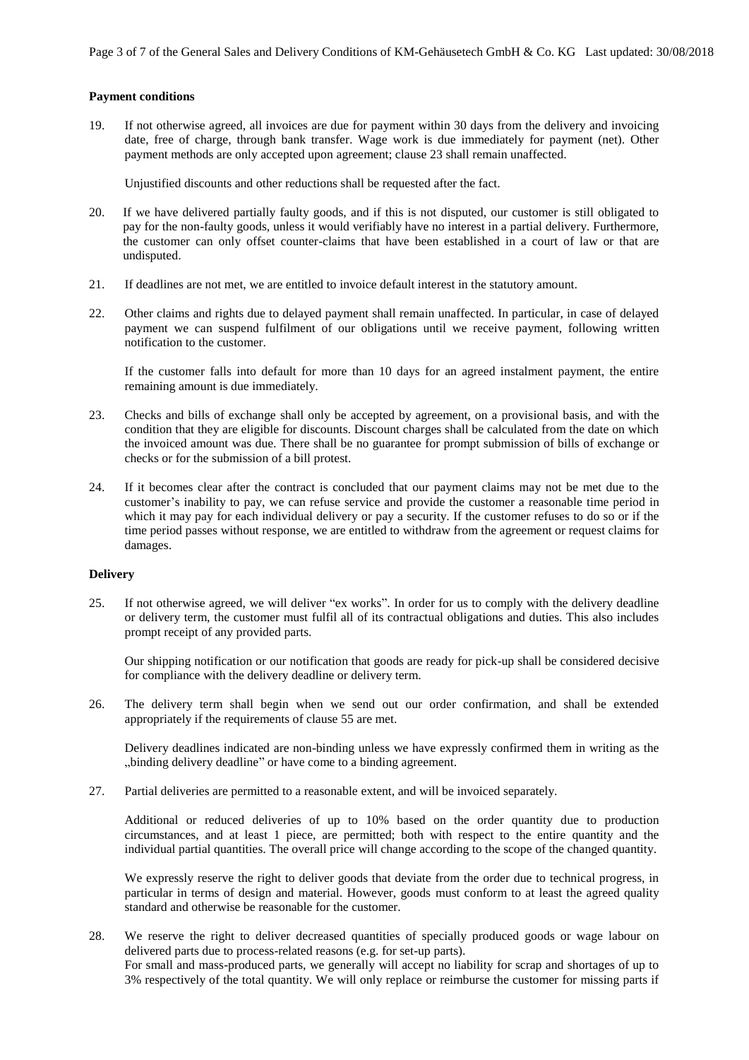**Payment conditions**

19. If not otherwise agreed, all invoices are due for payment within 30 days from the delivery and invoicing date, free of charge, through bank transfer. Wage work is due immediately for payment (net). Other payment methods are only accepted upon agreement; clause 23 shall remain unaffected.

    Unjustified discounts and other reductions shall be requested after the fact.

20. If we have delivered partially faulty goods, and if this is not disputed, our customer is still obligated to pay for the non-faulty goods, unless it would verifiably have no interest in a partial delivery. Furthermore, the customer can only offset counter-claims that have been established in a court of law or that are undisputed.

21. If deadlines are not met, we are entitled to invoice default interest in the statutory amount.

22. Other claims and rights due to delayed payment shall remain unaffected. In particular, in case of delayed payment we can suspend fulfilment of our obligations until we receive payment, following written notification to the customer.

    If the customer falls into default for more than 10 days for an agreed instalment payment, the entire remaining amount is due immediately.

23. Checks and bills of exchange shall only be accepted by agreement, on a provisional basis, and with the condition that they are eligible for discounts. Discount charges shall be calculated from the date on which the invoiced amount was due. There shall be no guarantee for prompt submission of bills of exchange or checks or for the submission of a bill protest.

24. If it becomes clear after the contract is concluded that our payment claims may not be met due to the customer's inability to pay, we can refuse service and provide the customer a reasonable time period in which it may pay for each individual delivery or pay a security. If the customer refuses to do so or if the time period passes without response, we are entitled to withdraw from the agreement or request claims for damages.

**Delivery**

25. If not otherwise agreed, we will deliver "ex works". In order for us to comply with the delivery deadline or delivery term, the customer must fulfil all of its contractual obligations and duties. This also includes prompt receipt of any provided parts.

    Our shipping notification or our notification that goods are ready for pick-up shall be considered decisive for compliance with the delivery deadline or delivery term.

26. The delivery term shall begin when we send out our order confirmation, and shall be extended appropriately if the requirements of clause 55 are met.

    Delivery deadlines indicated are non-binding unless we have expressly confirmed them in writing as the „binding delivery deadline" or have come to a binding agreement.

27. Partial deliveries are permitted to a reasonable extent, and will be invoiced separately.

    Additional or reduced deliveries of up to 10% based on the order quantity due to production circumstances, and at least 1 piece, are permitted; both with respect to the entire quantity and the individual partial quantities. The overall price will change according to the scope of the changed quantity.

    We expressly reserve the right to deliver goods that deviate from the order due to technical progress, in particular in terms of design and material. However, goods must conform to at least the agreed quality standard and otherwise be reasonable for the customer.

28. We reserve the right to deliver decreased quantities of specially produced goods or wage labour on delivered parts due to process-related reasons (e.g. for set-up parts).
    For small and mass-produced parts, we generally will accept no liability for scrap and shortages of up to 3% respectively of the total quantity. We will only replace or reimburse the customer for missing parts if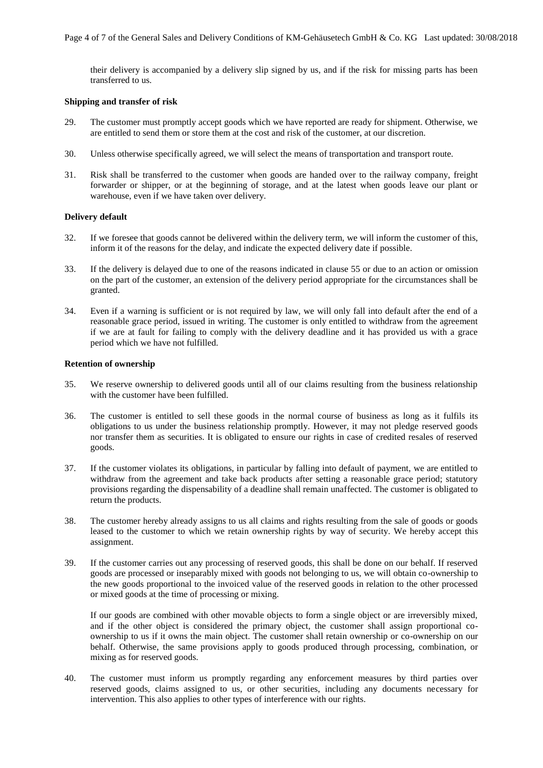their delivery is accompanied by a delivery slip signed by us, and if the risk for missing parts has been transferred to us.

**Shipping and transfer of risk**

29. The customer must promptly accept goods which we have reported are ready for shipment. Otherwise, we are entitled to send them or store them at the cost and risk of the customer, at our discretion.

30. Unless otherwise specifically agreed, we will select the means of transportation and transport route.

31. Risk shall be transferred to the customer when goods are handed over to the railway company, freight forwarder or shipper, or at the beginning of storage, and at the latest when goods leave our plant or warehouse, even if we have taken over delivery.

**Delivery default**

32. If we foresee that goods cannot be delivered within the delivery term, we will inform the customer of this, inform it of the reasons for the delay, and indicate the expected delivery date if possible.

33. If the delivery is delayed due to one of the reasons indicated in clause 55 or due to an action or omission on the part of the customer, an extension of the delivery period appropriate for the circumstances shall be granted.

34. Even if a warning is sufficient or is not required by law, we will only fall into default after the end of a reasonable grace period, issued in writing. The customer is only entitled to withdraw from the agreement if we are at fault for failing to comply with the delivery deadline and it has provided us with a grace period which we have not fulfilled.

**Retention of ownership**

35. We reserve ownership to delivered goods until all of our claims resulting from the business relationship with the customer have been fulfilled.

36. The customer is entitled to sell these goods in the normal course of business as long as it fulfils its obligations to us under the business relationship promptly. However, it may not pledge reserved goods nor transfer them as securities. It is obligated to ensure our rights in case of credited resales of reserved goods.

37. If the customer violates its obligations, in particular by falling into default of payment, we are entitled to withdraw from the agreement and take back products after setting a reasonable grace period; statutory provisions regarding the dispensability of a deadline shall remain unaffected. The customer is obligated to return the products.

38. The customer hereby already assigns to us all claims and rights resulting from the sale of goods or goods leased to the customer to which we retain ownership rights by way of security. We hereby accept this assignment.

39. If the customer carries out any processing of reserved goods, this shall be done on our behalf. If reserved goods are processed or inseparably mixed with goods not belonging to us, we will obtain co-ownership to the new goods proportional to the invoiced value of the reserved goods in relation to the other processed or mixed goods at the time of processing or mixing.

    If our goods are combined with other movable objects to form a single object or are irreversibly mixed, and if the other object is considered the primary object, the customer shall assign proportional co-ownership to us if it owns the main object. The customer shall retain ownership or co-ownership on our behalf. Otherwise, the same provisions apply to goods produced through processing, combination, or mixing as for reserved goods.

40. The customer must inform us promptly regarding any enforcement measures by third parties over reserved goods, claims assigned to us, or other securities, including any documents necessary for intervention. This also applies to other types of interference with our rights.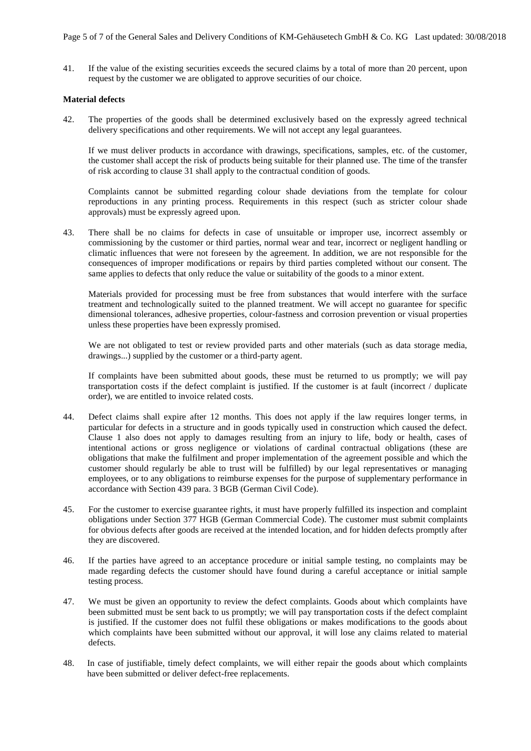41. If the value of the existing securities exceeds the secured claims by a total of more than 20 percent, upon request by the customer we are obligated to approve securities of our choice.

**Material defects**

42. The properties of the goods shall be determined exclusively based on the expressly agreed technical delivery specifications and other requirements. We will not accept any legal guarantees.

    If we must deliver products in accordance with drawings, specifications, samples, etc. of the customer, the customer shall accept the risk of products being suitable for their planned use. The time of the transfer of risk according to clause 31 shall apply to the contractual condition of goods.

    Complaints cannot be submitted regarding colour shade deviations from the template for colour reproductions in any printing process. Requirements in this respect (such as stricter colour shade approvals) must be expressly agreed upon.

43. There shall be no claims for defects in case of unsuitable or improper use, incorrect assembly or commissioning by the customer or third parties, normal wear and tear, incorrect or negligent handling or climatic influences that were not foreseen by the agreement. In addition, we are not responsible for the consequences of improper modifications or repairs by third parties completed without our consent. The same applies to defects that only reduce the value or suitability of the goods to a minor extent.

    Materials provided for processing must be free from substances that would interfere with the surface treatment and technologically suited to the planned treatment. We will accept no guarantee for specific dimensional tolerances, adhesive properties, colour-fastness and corrosion prevention or visual properties unless these properties have been expressly promised.

    We are not obligated to test or review provided parts and other materials (such as data storage media, drawings...) supplied by the customer or a third-party agent.

    If complaints have been submitted about goods, these must be returned to us promptly; we will pay transportation costs if the defect complaint is justified. If the customer is at fault (incorrect / duplicate order), we are entitled to invoice related costs.

44. Defect claims shall expire after 12 months. This does not apply if the law requires longer terms, in particular for defects in a structure and in goods typically used in construction which caused the defect. Clause 1 also does not apply to damages resulting from an injury to life, body or health, cases of intentional actions or gross negligence or violations of cardinal contractual obligations (these are obligations that make the fulfilment and proper implementation of the agreement possible and which the customer should regularly be able to trust will be fulfilled) by our legal representatives or managing employees, or to any obligations to reimburse expenses for the purpose of supplementary performance in accordance with Section 439 para. 3 BGB (German Civil Code).

45. For the customer to exercise guarantee rights, it must have properly fulfilled its inspection and complaint obligations under Section 377 HGB (German Commercial Code). The customer must submit complaints for obvious defects after goods are received at the intended location, and for hidden defects promptly after they are discovered.

46. If the parties have agreed to an acceptance procedure or initial sample testing, no complaints may be made regarding defects the customer should have found during a careful acceptance or initial sample testing process.

47. We must be given an opportunity to review the defect complaints. Goods about which complaints have been submitted must be sent back to us promptly; we will pay transportation costs if the defect complaint is justified. If the customer does not fulfil these obligations or makes modifications to the goods about which complaints have been submitted without our approval, it will lose any claims related to material defects.

48. In case of justifiable, timely defect complaints, we will either repair the goods about which complaints have been submitted or deliver defect-free replacements.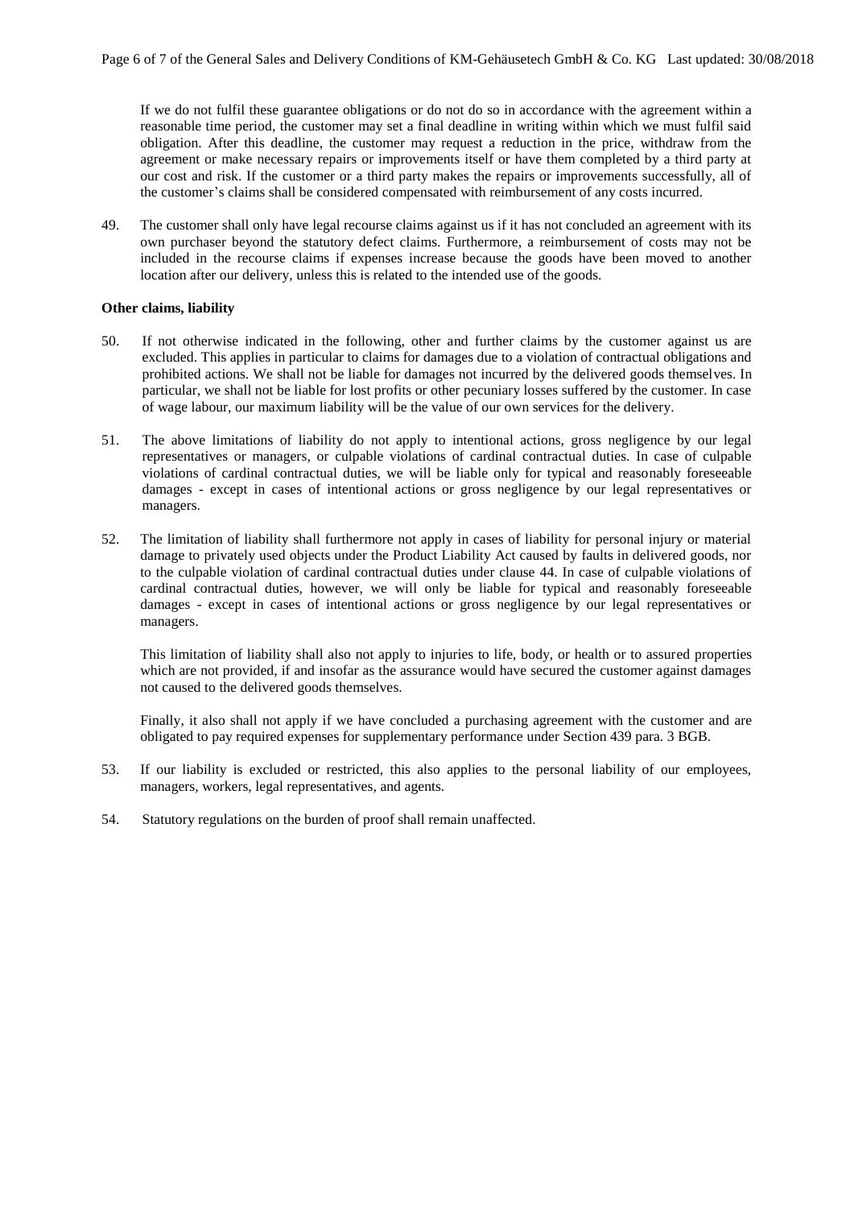If we do not fulfil these guarantee obligations or do not do so in accordance with the agreement within a reasonable time period, the customer may set a final deadline in writing within which we must fulfil said obligation. After this deadline, the customer may request a reduction in the price, withdraw from the agreement or make necessary repairs or improvements itself or have them completed by a third party at our cost and risk. If the customer or a third party makes the repairs or improvements successfully, all of the customer's claims shall be considered compensated with reimbursement of any costs incurred.

49. The customer shall only have legal recourse claims against us if it has not concluded an agreement with its own purchaser beyond the statutory defect claims. Furthermore, a reimbursement of costs may not be included in the recourse claims if expenses increase because the goods have been moved to another location after our delivery, unless this is related to the intended use of the goods.

**Other claims, liability**

50. If not otherwise indicated in the following, other and further claims by the customer against us are excluded. This applies in particular to claims for damages due to a violation of contractual obligations and prohibited actions. We shall not be liable for damages not incurred by the delivered goods themselves. In particular, we shall not be liable for lost profits or other pecuniary losses suffered by the customer. In case of wage labour, our maximum liability will be the value of our own services for the delivery.

51. The above limitations of liability do not apply to intentional actions, gross negligence by our legal representatives or managers, or culpable violations of cardinal contractual duties. In case of culpable violations of cardinal contractual duties, we will be liable only for typical and reasonably foreseeable damages - except in cases of intentional actions or gross negligence by our legal representatives or managers.

52. The limitation of liability shall furthermore not apply in cases of liability for personal injury or material damage to privately used objects under the Product Liability Act caused by faults in delivered goods, nor to the culpable violation of cardinal contractual duties under clause 44. In case of culpable violations of cardinal contractual duties, however, we will only be liable for typical and reasonably foreseeable damages - except in cases of intentional actions or gross negligence by our legal representatives or managers.

    This limitation of liability shall also not apply to injuries to life, body, or health or to assured properties which are not provided, if and insofar as the assurance would have secured the customer against damages not caused to the delivered goods themselves.

    Finally, it also shall not apply if we have concluded a purchasing agreement with the customer and are obligated to pay required expenses for supplementary performance under Section 439 para. 3 BGB.

53. If our liability is excluded or restricted, this also applies to the personal liability of our employees, managers, workers, legal representatives, and agents.

54. Statutory regulations on the burden of proof shall remain unaffected.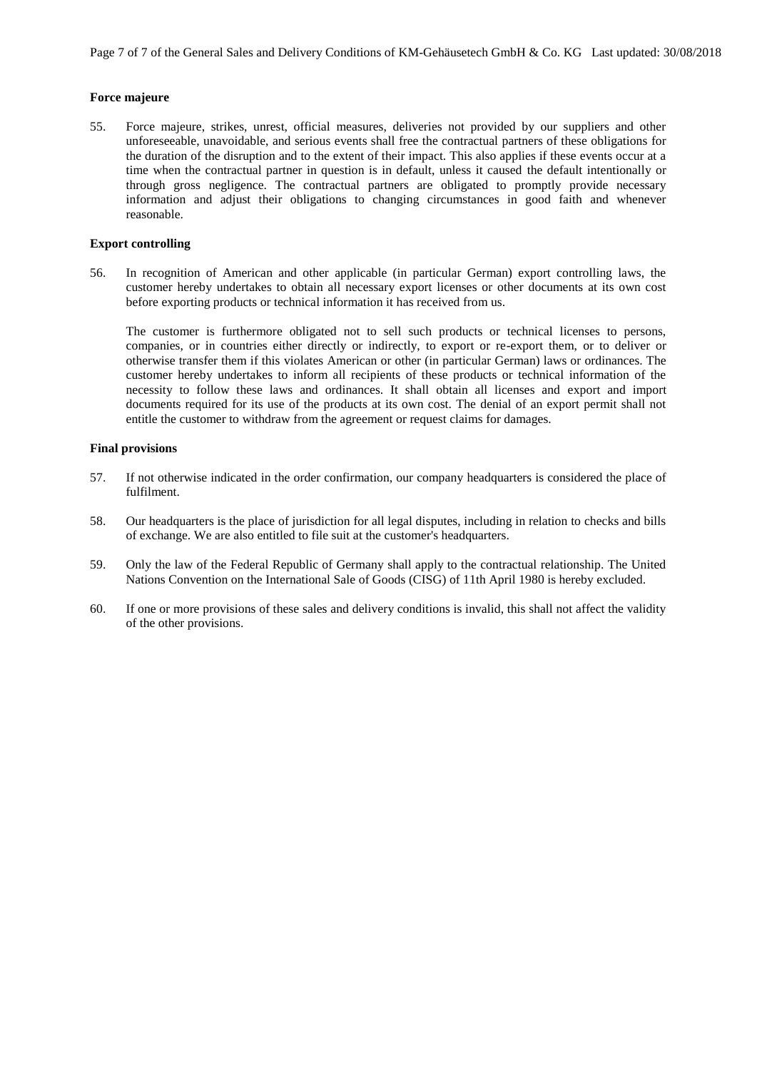**Force majeure**

55. Force majeure, strikes, unrest, official measures, deliveries not provided by our suppliers and other unforeseeable, unavoidable, and serious events shall free the contractual partners of these obligations for the duration of the disruption and to the extent of their impact. This also applies if these events occur at a time when the contractual partner in question is in default, unless it caused the default intentionally or through gross negligence. The contractual partners are obligated to promptly provide necessary information and adjust their obligations to changing circumstances in good faith and whenever reasonable.

**Export controlling**

56. In recognition of American and other applicable (in particular German) export controlling laws, the customer hereby undertakes to obtain all necessary export licenses or other documents at its own cost before exporting products or technical information it has received from us.

    The customer is furthermore obligated not to sell such products or technical licenses to persons, companies, or in countries either directly or indirectly, to export or re-export them, or to deliver or otherwise transfer them if this violates American or other (in particular German) laws or ordinances. The customer hereby undertakes to inform all recipients of these products or technical information of the necessity to follow these laws and ordinances. It shall obtain all licenses and export and import documents required for its use of the products at its own cost. The denial of an export permit shall not entitle the customer to withdraw from the agreement or request claims for damages.

**Final provisions**

57. If not otherwise indicated in the order confirmation, our company headquarters is considered the place of fulfilment.

58. Our headquarters is the place of jurisdiction for all legal disputes, including in relation to checks and bills of exchange. We are also entitled to file suit at the customer's headquarters.

59. Only the law of the Federal Republic of Germany shall apply to the contractual relationship. The United Nations Convention on the International Sale of Goods (CISG) of 11th April 1980 is hereby excluded.

60. If one or more provisions of these sales and delivery conditions is invalid, this shall not affect the validity of the other provisions.